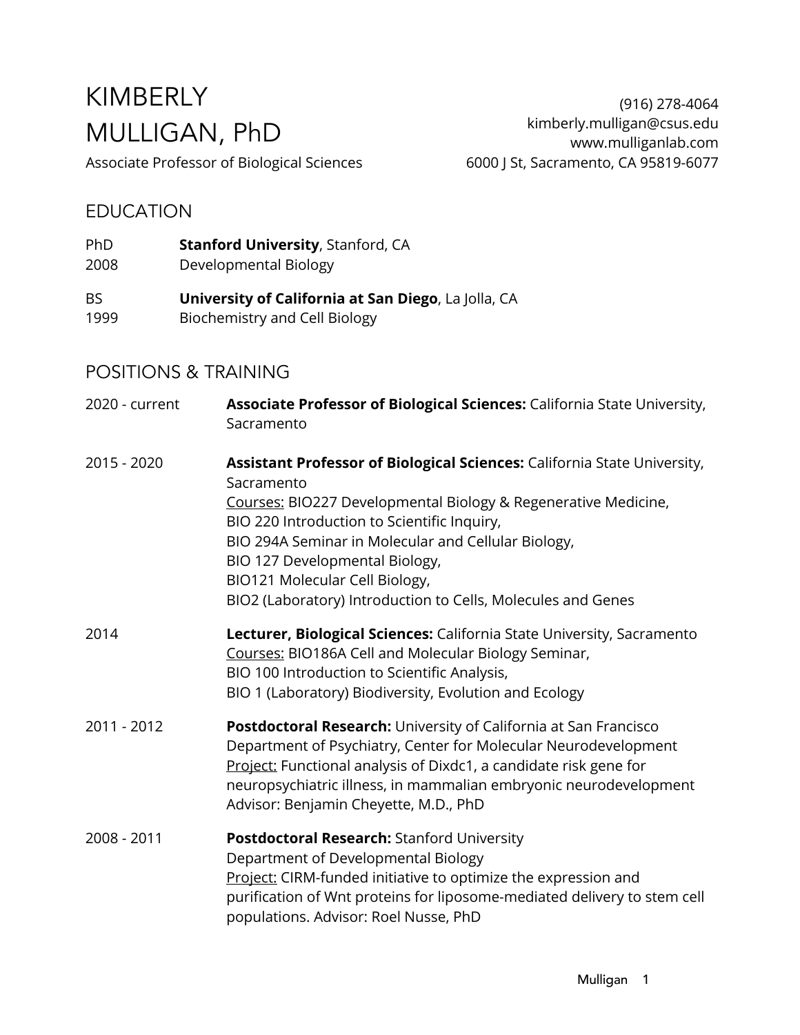# KIMBERLY MULLIGAN, PhD

Associate Professor of Biological Sciences

(916) 278-4064
kimberly.mulligan@csus.edu
www.mulliganlab.com
6000 J St, Sacramento, CA 95819-6077

## EDUCATION

PhD 2008 — **Stanford University**, Stanford, CA
Developmental Biology

BS 1999 — **University of California at San Diego**, La Jolla, CA
Biochemistry and Cell Biology

## POSITIONS & TRAINING

**2020 - current** — **Associate Professor of Biological Sciences:** California State University, Sacramento

**2015 - 2020** — **Assistant Professor of Biological Sciences:** California State University, Sacramento
<u>Courses:</u> BIO227 Developmental Biology & Regenerative Medicine,
BIO 220 Introduction to Scientific Inquiry,
BIO 294A Seminar in Molecular and Cellular Biology,
BIO 127 Developmental Biology,
BIO121 Molecular Cell Biology,
BIO2 (Laboratory) Introduction to Cells, Molecules and Genes

**2014** — **Lecturer, Biological Sciences:** California State University, Sacramento
<u>Courses:</u> BIO186A Cell and Molecular Biology Seminar,
BIO 100 Introduction to Scientific Analysis,
BIO 1 (Laboratory) Biodiversity, Evolution and Ecology

**2011 - 2012** — **Postdoctoral Research:** University of California at San Francisco
Department of Psychiatry, Center for Molecular Neurodevelopment
<u>Project:</u> Functional analysis of Dixdc1, a candidate risk gene for neuropsychiatric illness, in mammalian embryonic neurodevelopment
Advisor: Benjamin Cheyette, M.D., PhD

**2008 - 2011** — **Postdoctoral Research:** Stanford University
Department of Developmental Biology
<u>Project:</u> CIRM-funded initiative to optimize the expression and purification of Wnt proteins for liposome-mediated delivery to stem cell populations. Advisor: Roel Nusse, PhD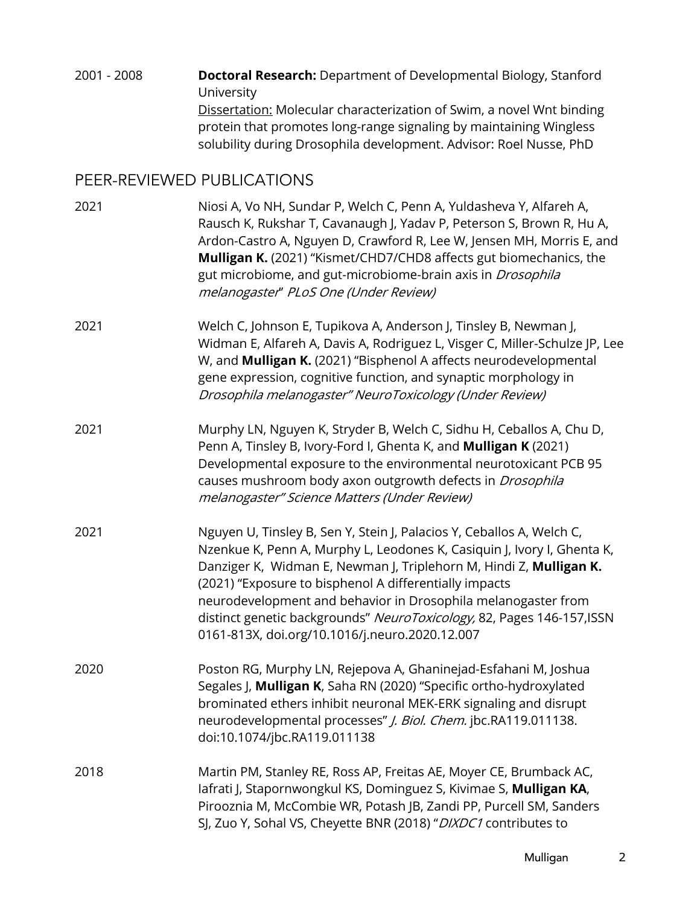2001 - 2008 **Doctoral Research:** Department of Developmental Biology, Stanford University
Dissertation: Molecular characterization of Swim, a novel Wnt binding protein that promotes long-range signaling by maintaining Wingless solubility during Drosophila development. Advisor: Roel Nusse, PhD

## PEER-REVIEWED PUBLICATIONS

2021 Niosi A, Vo NH, Sundar P, Welch C, Penn A, Yuldasheva Y, Alfareh A, Rausch K, Rukshar T, Cavanaugh J, Yadav P, Peterson S, Brown R, Hu A, Ardon-Castro A, Nguyen D, Crawford R, Lee W, Jensen MH, Morris E, and **Mulligan K.** (2021) "Kismet/CHD7/CHD8 affects gut biomechanics, the gut microbiome, and gut-microbiome-brain axis in *Drosophila melanogaster*" *PLoS One (Under Review)*

2021 Welch C, Johnson E, Tupikova A, Anderson J, Tinsley B, Newman J, Widman E, Alfareh A, Davis A, Rodriguez L, Visger C, Miller-Schulze JP, Lee W, and **Mulligan K.** (2021) "Bisphenol A affects neurodevelopmental gene expression, cognitive function, and synaptic morphology in *Drosophila melanogaster" NeuroToxicology (Under Review)*

2021 Murphy LN, Nguyen K, Stryder B, Welch C, Sidhu H, Ceballos A, Chu D, Penn A, Tinsley B, Ivory-Ford I, Ghenta K, and **Mulligan K** (2021) Developmental exposure to the environmental neurotoxicant PCB 95 causes mushroom body axon outgrowth defects in *Drosophila melanogaster" Science Matters (Under Review)*

2021 Nguyen U, Tinsley B, Sen Y, Stein J, Palacios Y, Ceballos A, Welch C, Nzenkue K, Penn A, Murphy L, Leodones K, Casiquin J, Ivory I, Ghenta K, Danziger K, Widman E, Newman J, Triplehorn M, Hindi Z, **Mulligan K.** (2021) "Exposure to bisphenol A differentially impacts neurodevelopment and behavior in Drosophila melanogaster from distinct genetic backgrounds" *NeuroToxicology,* 82, Pages 146-157,ISSN 0161-813X, doi.org/10.1016/j.neuro.2020.12.007

2020 Poston RG, Murphy LN, Rejepova A, Ghaninejad-Esfahani M, Joshua Segales J, **Mulligan K**, Saha RN (2020) "Specific ortho-hydroxylated brominated ethers inhibit neuronal MEK-ERK signaling and disrupt neurodevelopmental processes" *J. Biol. Chem.* jbc.RA119.011138. doi:10.1074/jbc.RA119.011138

2018 Martin PM, Stanley RE, Ross AP, Freitas AE, Moyer CE, Brumback AC, Iafrati J, Stapornwongkul KS, Dominguez S, Kivimae S, **Mulligan KA**, Pirooznia M, McCombie WR, Potash JB, Zandi PP, Purcell SM, Sanders SJ, Zuo Y, Sohal VS, Cheyette BNR (2018) "*DIXDC1* contributes to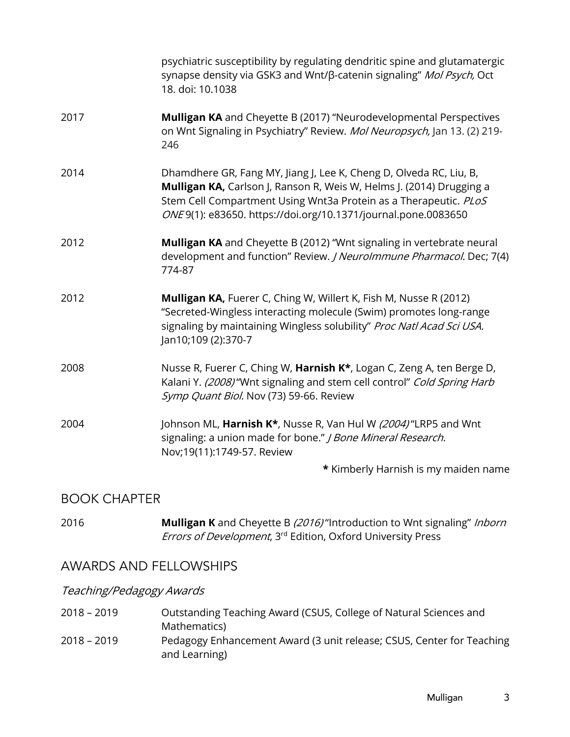psychiatric susceptibility by regulating dendritic spine and glutamatergic synapse density via GSK3 and Wnt/β-catenin signaling" *Mol Psych,* Oct 18. doi: 10.1038

2017 **Mulligan KA** and Cheyette B (2017) "Neurodevelopmental Perspectives on Wnt Signaling in Psychiatry" Review. *Mol Neuropsych,* Jan 13. (2) 219-246

2014 Dhamdhere GR, Fang MY, Jiang J, Lee K, Cheng D, Olveda RC, Liu, B, **Mulligan KA,** Carlson J, Ranson R, Weis W, Helms J. (2014) Drugging a Stem Cell Compartment Using Wnt3a Protein as a Therapeutic. *PLoS ONE* 9(1): e83650. https://doi.org/10.1371/journal.pone.0083650

2012 **Mulligan KA** and Cheyette B (2012) "Wnt signaling in vertebrate neural development and function" Review. *J NeuroImmune Pharmacol.* Dec; 7(4) 774-87

2012 **Mulligan KA,** Fuerer C, Ching W, Willert K, Fish M, Nusse R (2012) "Secreted-Wingless interacting molecule (Swim) promotes long-range signaling by maintaining Wingless solubility" *Proc Natl Acad Sci USA.* Jan10;109 (2):370-7

2008 Nusse R, Fuerer C, Ching W, **Harnish K***, Logan C, Zeng A, ten Berge D, Kalani Y. *(2008)* "Wnt signaling and stem cell control" *Cold Spring Harb Symp Quant Biol.* Nov (73) 59-66. Review

2004 Johnson ML, **Harnish K***, Nusse R, Van Hul W *(2004)* "LRP5 and Wnt signaling: a union made for bone." *J Bone Mineral Research.* Nov;19(11):1749-57. Review

**\*** Kimberly Harnish is my maiden name

## BOOK CHAPTER

2016 **Mulligan K** and Cheyette B *(2016)* "Introduction to Wnt signaling" *Inborn Errors of Development*, 3rd Edition, Oxford University Press

## AWARDS AND FELLOWSHIPS

### *Teaching/Pedagogy Awards*

2018 – 2019 Outstanding Teaching Award (CSUS, College of Natural Sciences and Mathematics)

2018 – 2019 Pedagogy Enhancement Award (3 unit release; CSUS, Center for Teaching and Learning)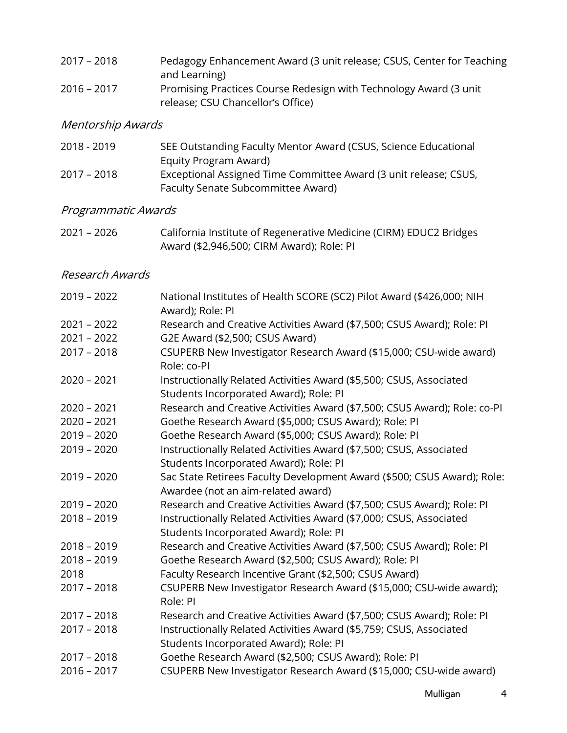2017 – 2018 Pedagogy Enhancement Award (3 unit release; CSUS, Center for Teaching and Learning)
2016 – 2017 Promising Practices Course Redesign with Technology Award (3 unit release; CSU Chancellor's Office)

*Mentorship Awards*

2018 - 2019 SEE Outstanding Faculty Mentor Award (CSUS, Science Educational Equity Program Award)
2017 – 2018 Exceptional Assigned Time Committee Award (3 unit release; CSUS, Faculty Senate Subcommittee Award)

*Programmatic Awards*

2021 – 2026 California Institute of Regenerative Medicine (CIRM) EDUC2 Bridges Award ($2,946,500; CIRM Award); Role: PI

*Research Awards*

2019 – 2022 National Institutes of Health SCORE (SC2) Pilot Award ($426,000; NIH Award); Role: PI
2021 – 2022 Research and Creative Activities Award ($7,500; CSUS Award); Role: PI
2021 – 2022 G2E Award ($2,500; CSUS Award)
2017 – 2018 CSUPERB New Investigator Research Award ($15,000; CSU-wide award) Role: co-PI
2020 – 2021 Instructionally Related Activities Award ($5,500; CSUS, Associated Students Incorporated Award); Role: PI
2020 – 2021 Research and Creative Activities Award ($7,500; CSUS Award); Role: co-PI
2020 – 2021 Goethe Research Award ($5,000; CSUS Award); Role: PI
2019 – 2020 Goethe Research Award ($5,000; CSUS Award); Role: PI
2019 – 2020 Instructionally Related Activities Award ($7,500; CSUS, Associated Students Incorporated Award); Role: PI
2019 – 2020 Sac State Retirees Faculty Development Award ($500; CSUS Award); Role: Awardee (not an aim-related award)
2019 – 2020 Research and Creative Activities Award ($7,500; CSUS Award); Role: PI
2018 – 2019 Instructionally Related Activities Award ($7,000; CSUS, Associated Students Incorporated Award); Role: PI
2018 – 2019 Research and Creative Activities Award ($7,500; CSUS Award); Role: PI
2018 – 2019 Goethe Research Award ($2,500; CSUS Award); Role: PI
2018 Faculty Research Incentive Grant ($2,500; CSUS Award)
2017 – 2018 CSUPERB New Investigator Research Award ($15,000; CSU-wide award); Role: PI
2017 – 2018 Research and Creative Activities Award ($7,500; CSUS Award); Role: PI
2017 – 2018 Instructionally Related Activities Award ($5,759; CSUS, Associated Students Incorporated Award); Role: PI
2017 – 2018 Goethe Research Award ($2,500; CSUS Award); Role: PI
2016 – 2017 CSUPERB New Investigator Research Award ($15,000; CSU-wide award)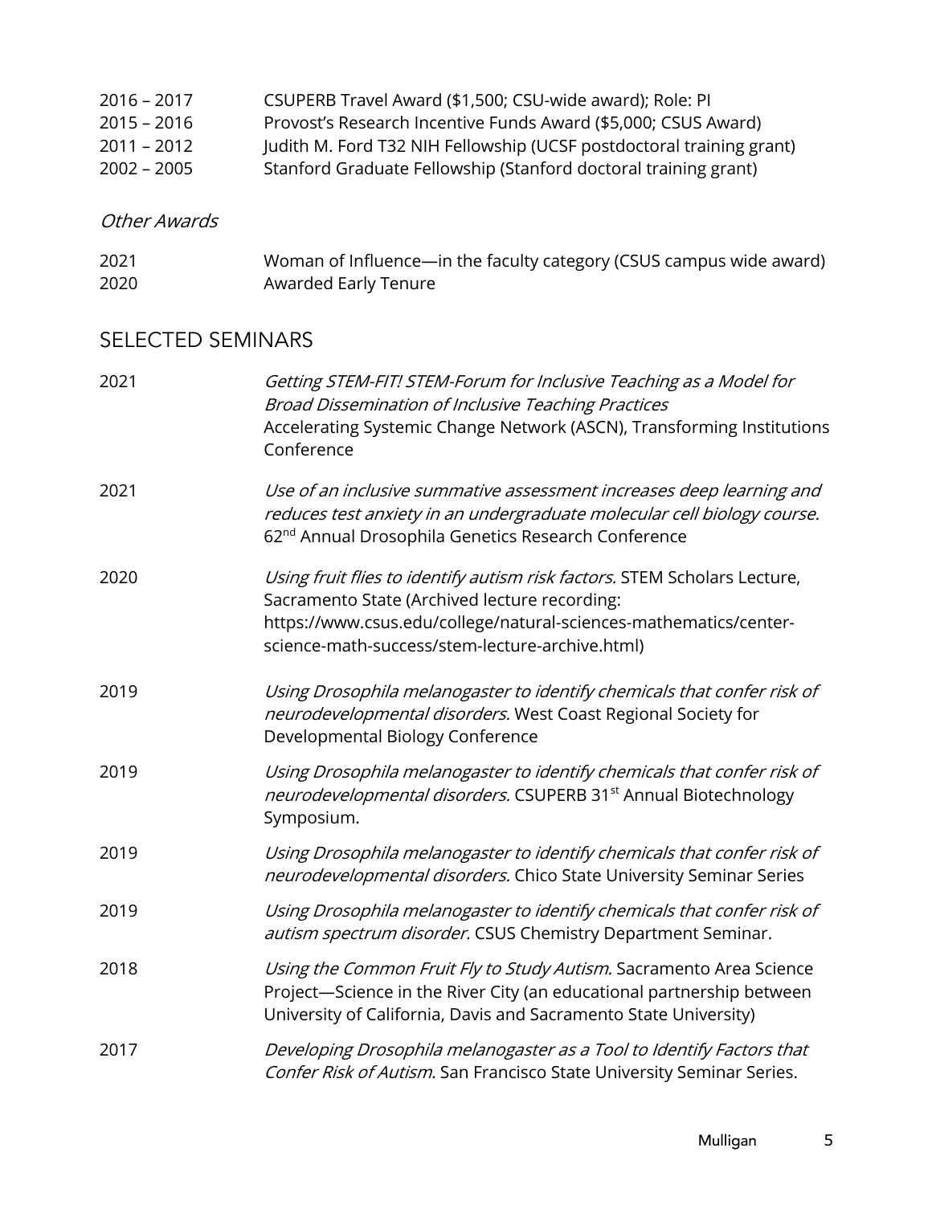2016 – 2017 CSUPERB Travel Award ($1,500; CSU-wide award); Role: PI
2015 – 2016 Provost's Research Incentive Funds Award ($5,000; CSUS Award)
2011 – 2012 Judith M. Ford T32 NIH Fellowship (UCSF postdoctoral training grant)
2002 – 2005 Stanford Graduate Fellowship (Stanford doctoral training grant)

*Other Awards*

2021 Woman of Influence—in the faculty category (CSUS campus wide award)
2020 Awarded Early Tenure

## SELECTED SEMINARS

2021 *Getting STEM-FIT! STEM-Forum for Inclusive Teaching as a Model for Broad Dissemination of Inclusive Teaching Practices*
Accelerating Systemic Change Network (ASCN), Transforming Institutions Conference

2021 *Use of an inclusive summative assessment increases deep learning and reduces test anxiety in an undergraduate molecular cell biology course.* 62nd Annual Drosophila Genetics Research Conference

2020 *Using fruit flies to identify autism risk factors.* STEM Scholars Lecture, Sacramento State (Archived lecture recording: https://www.csus.edu/college/natural-sciences-mathematics/center-science-math-success/stem-lecture-archive.html)

2019 *Using Drosophila melanogaster to identify chemicals that confer risk of neurodevelopmental disorders.* West Coast Regional Society for Developmental Biology Conference

2019 *Using Drosophila melanogaster to identify chemicals that confer risk of neurodevelopmental disorders.* CSUPERB 31st Annual Biotechnology Symposium.

2019 *Using Drosophila melanogaster to identify chemicals that confer risk of neurodevelopmental disorders.* Chico State University Seminar Series

2019 *Using Drosophila melanogaster to identify chemicals that confer risk of autism spectrum disorder.* CSUS Chemistry Department Seminar.

2018 *Using the Common Fruit Fly to Study Autism.* Sacramento Area Science Project—Science in the River City (an educational partnership between University of California, Davis and Sacramento State University)

2017 *Developing Drosophila melanogaster as a Tool to Identify Factors that Confer Risk of Autism.* San Francisco State University Seminar Series.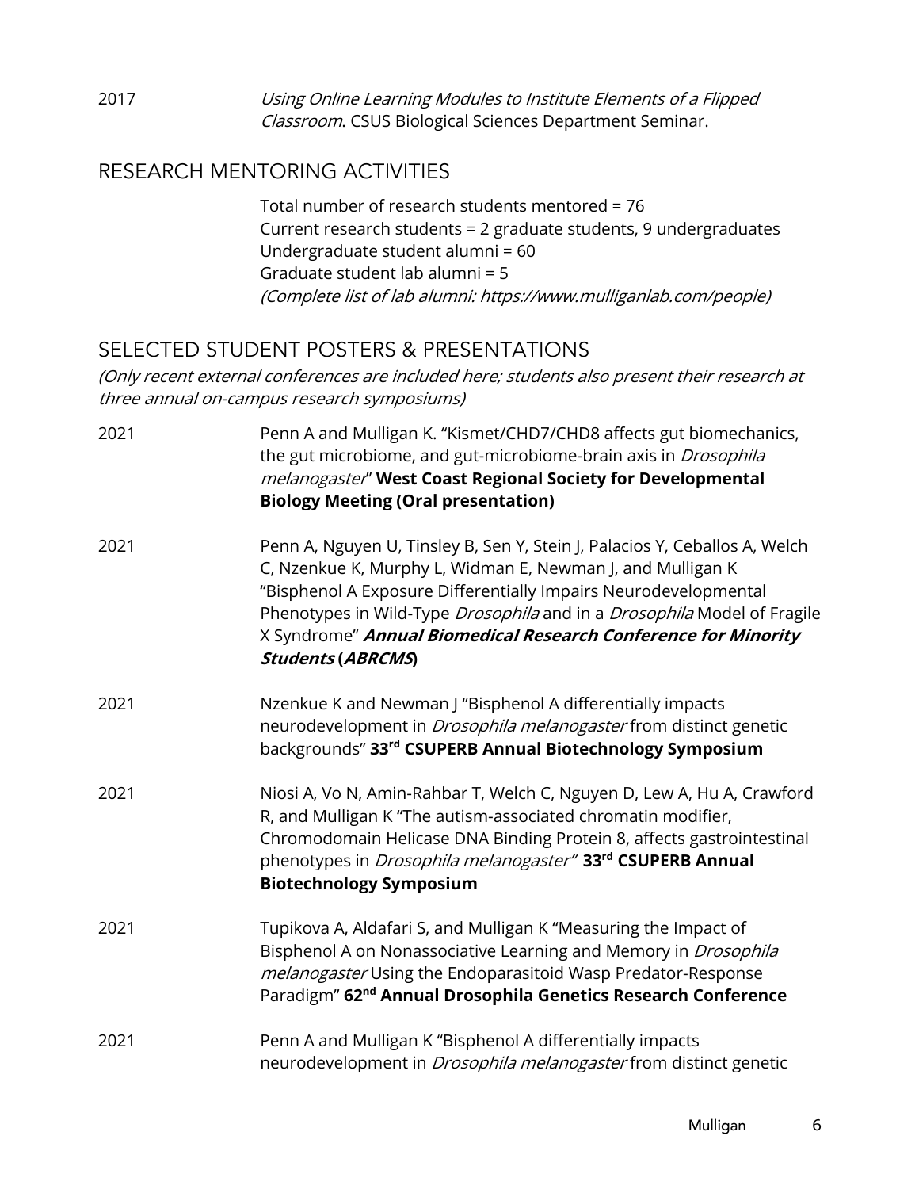2017 *Using Online Learning Modules to Institute Elements of a Flipped Classroom*. CSUS Biological Sciences Department Seminar.

## RESEARCH MENTORING ACTIVITIES

Total number of research students mentored = 76
Current research students = 2 graduate students, 9 undergraduates
Undergraduate student alumni = 60
Graduate student lab alumni = 5
*(Complete list of lab alumni: https://www.mulliganlab.com/people)*

## SELECTED STUDENT POSTERS & PRESENTATIONS

*(Only recent external conferences are included here; students also present their research at three annual on-campus research symposiums)*

2021 Penn A and Mulligan K. "Kismet/CHD7/CHD8 affects gut biomechanics, the gut microbiome, and gut-microbiome-brain axis in *Drosophila melanogaster*" **West Coast Regional Society for Developmental Biology Meeting (Oral presentation)**

2021 Penn A, Nguyen U, Tinsley B, Sen Y, Stein J, Palacios Y, Ceballos A, Welch C, Nzenkue K, Murphy L, Widman E, Newman J, and Mulligan K "Bisphenol A Exposure Differentially Impairs Neurodevelopmental Phenotypes in Wild-Type *Drosophila* and in a *Drosophila* Model of Fragile X Syndrome" ***Annual Biomedical Research Conference for Minority Students* (*ABRCMS*)**

2021 Nzenkue K and Newman J "Bisphenol A differentially impacts neurodevelopment in *Drosophila melanogaster* from distinct genetic backgrounds" **33rd CSUPERB Annual Biotechnology Symposium**

2021 Niosi A, Vo N, Amin-Rahbar T, Welch C, Nguyen D, Lew A, Hu A, Crawford R, and Mulligan K "The autism-associated chromatin modifier, Chromodomain Helicase DNA Binding Protein 8, affects gastrointestinal phenotypes in *Drosophila melanogaster"* **33rd CSUPERB Annual Biotechnology Symposium**

2021 Tupikova A, Aldafari S, and Mulligan K "Measuring the Impact of Bisphenol A on Nonassociative Learning and Memory in *Drosophila melanogaster* Using the Endoparasitoid Wasp Predator-Response Paradigm" **62nd Annual Drosophila Genetics Research Conference**

2021 Penn A and Mulligan K "Bisphenol A differentially impacts neurodevelopment in *Drosophila melanogaster* from distinct genetic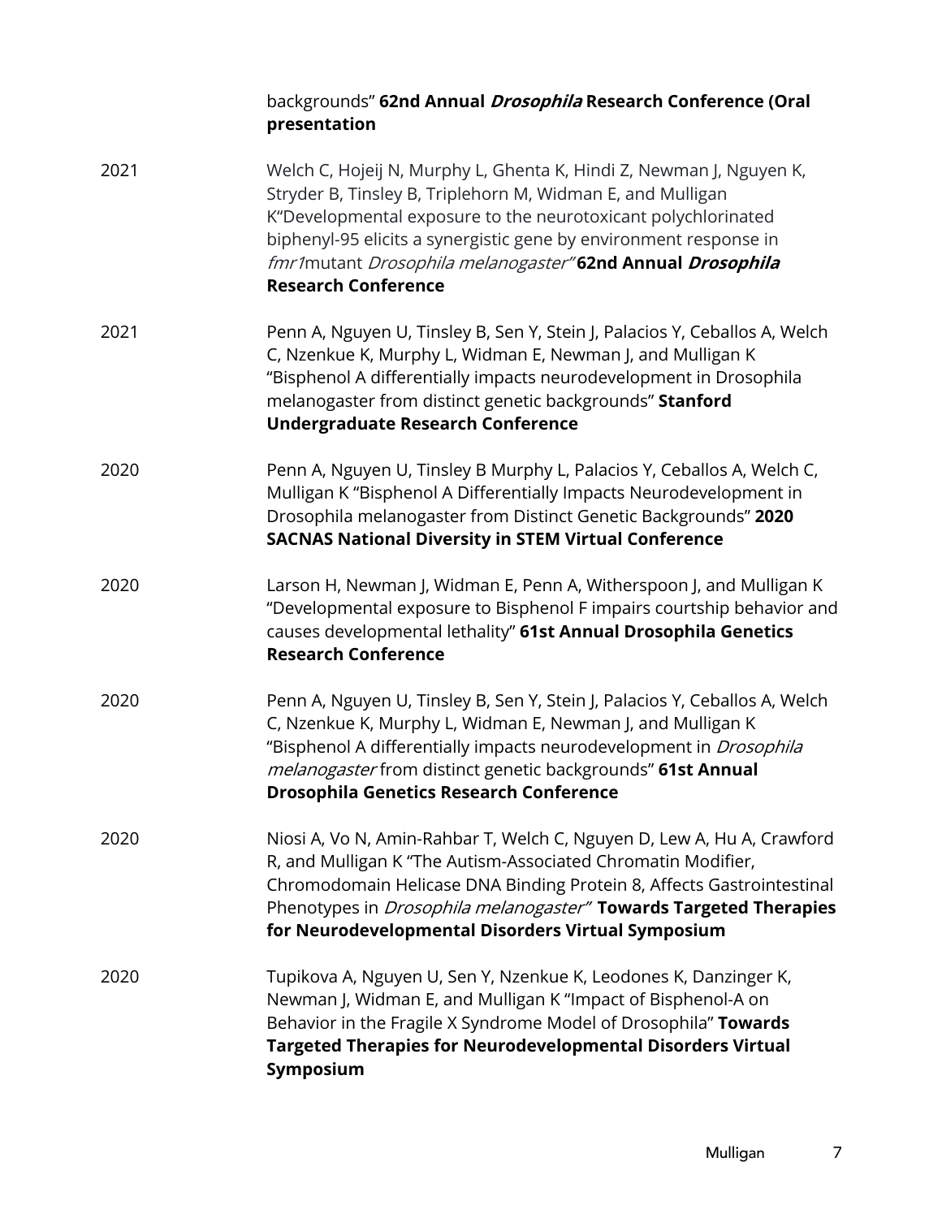backgrounds" **62nd Annual *Drosophila* Research Conference (Oral presentation**

2021 Welch C, Hojeij N, Murphy L, Ghenta K, Hindi Z, Newman J, Nguyen K, Stryder B, Tinsley B, Triplehorn M, Widman E, and Mulligan K"Developmental exposure to the neurotoxicant polychlorinated biphenyl-95 elicits a synergistic gene by environment response in *fmr1*mutant *Drosophila melanogaster"* **62nd Annual *Drosophila* Research Conference**

2021 Penn A, Nguyen U, Tinsley B, Sen Y, Stein J, Palacios Y, Ceballos A, Welch C, Nzenkue K, Murphy L, Widman E, Newman J, and Mulligan K "Bisphenol A differentially impacts neurodevelopment in Drosophila melanogaster from distinct genetic backgrounds" **Stanford Undergraduate Research Conference**

2020 Penn A, Nguyen U, Tinsley B Murphy L, Palacios Y, Ceballos A, Welch C, Mulligan K "Bisphenol A Differentially Impacts Neurodevelopment in Drosophila melanogaster from Distinct Genetic Backgrounds" **2020 SACNAS National Diversity in STEM Virtual Conference**

2020 Larson H, Newman J, Widman E, Penn A, Witherspoon J, and Mulligan K "Developmental exposure to Bisphenol F impairs courtship behavior and causes developmental lethality" **61st Annual Drosophila Genetics Research Conference**

2020 Penn A, Nguyen U, Tinsley B, Sen Y, Stein J, Palacios Y, Ceballos A, Welch C, Nzenkue K, Murphy L, Widman E, Newman J, and Mulligan K "Bisphenol A differentially impacts neurodevelopment in *Drosophila melanogaster* from distinct genetic backgrounds" **61st Annual Drosophila Genetics Research Conference**

2020 Niosi A, Vo N, Amin-Rahbar T, Welch C, Nguyen D, Lew A, Hu A, Crawford R, and Mulligan K "The Autism-Associated Chromatin Modifier, Chromodomain Helicase DNA Binding Protein 8, Affects Gastrointestinal Phenotypes in *Drosophila melanogaster"* **Towards Targeted Therapies for Neurodevelopmental Disorders Virtual Symposium**

2020 Tupikova A, Nguyen U, Sen Y, Nzenkue K, Leodones K, Danzinger K, Newman J, Widman E, and Mulligan K "Impact of Bisphenol-A on Behavior in the Fragile X Syndrome Model of Drosophila" **Towards Targeted Therapies for Neurodevelopmental Disorders Virtual Symposium**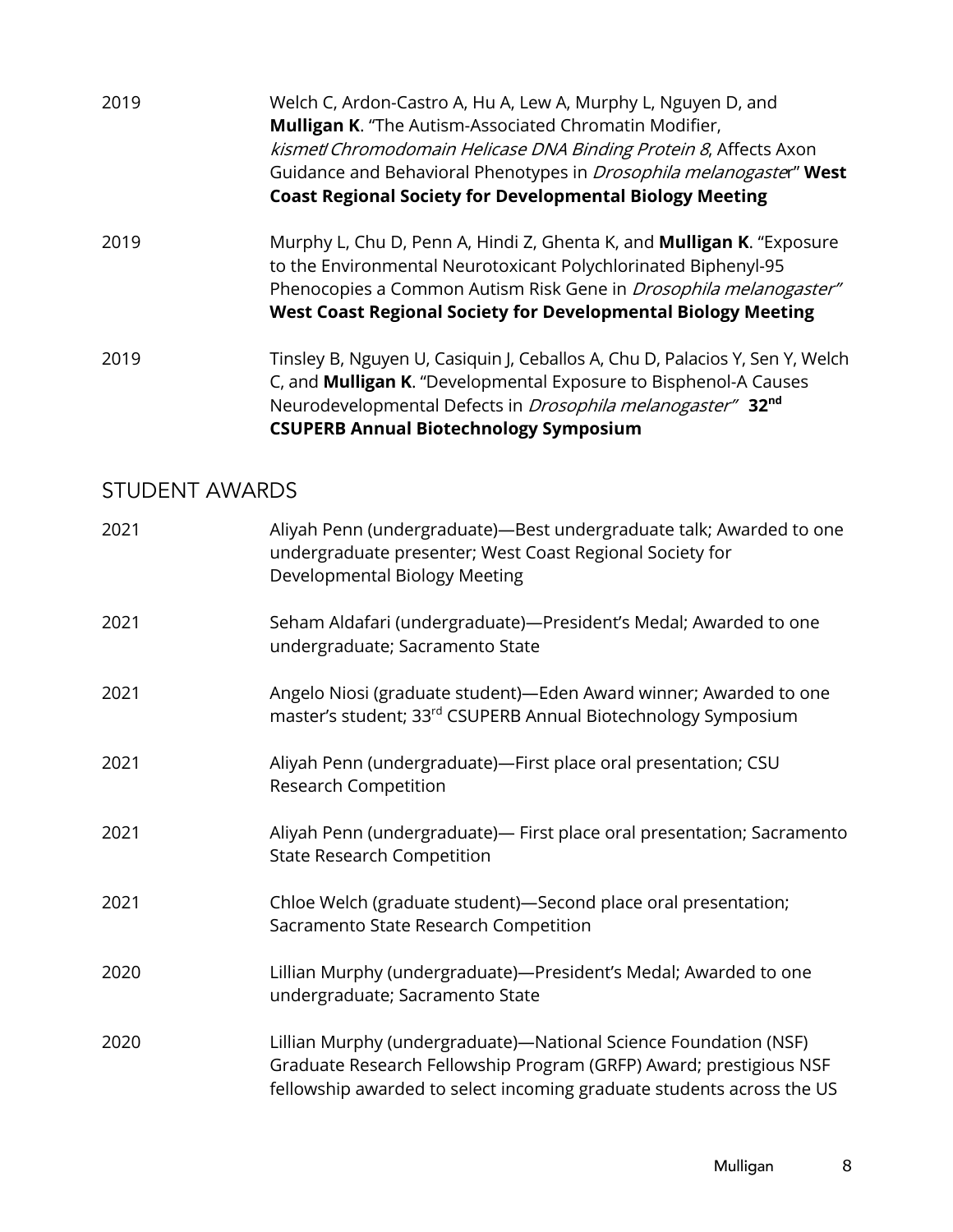2019 Welch C, Ardon-Castro A, Hu A, Lew A, Murphy L, Nguyen D, and **Mulligan K**. "The Autism-Associated Chromatin Modifier, *kismet*/ *Chromodomain Helicase DNA Binding Protein 8*, Affects Axon Guidance and Behavioral Phenotypes in *Drosophila melanogaste*r" **West Coast Regional Society for Developmental Biology Meeting**

2019 Murphy L, Chu D, Penn A, Hindi Z, Ghenta K, and **Mulligan K**. "Exposure to the Environmental Neurotoxicant Polychlorinated Biphenyl-95 Phenocopies a Common Autism Risk Gene in *Drosophila melanogaster"* **West Coast Regional Society for Developmental Biology Meeting**

2019 Tinsley B, Nguyen U, Casiquin J, Ceballos A, Chu D, Palacios Y, Sen Y, Welch C, and **Mulligan K**. "Developmental Exposure to Bisphenol-A Causes Neurodevelopmental Defects in *Drosophila melanogaster"* **32nd CSUPERB Annual Biotechnology Symposium**

## STUDENT AWARDS

2021 Aliyah Penn (undergraduate)—Best undergraduate talk; Awarded to one undergraduate presenter; West Coast Regional Society for Developmental Biology Meeting

2021 Seham Aldafari (undergraduate)—President's Medal; Awarded to one undergraduate; Sacramento State

2021 Angelo Niosi (graduate student)—Eden Award winner; Awarded to one master's student; 33rd CSUPERB Annual Biotechnology Symposium

2021 Aliyah Penn (undergraduate)—First place oral presentation; CSU Research Competition

2021 Aliyah Penn (undergraduate)— First place oral presentation; Sacramento State Research Competition

2021 Chloe Welch (graduate student)—Second place oral presentation; Sacramento State Research Competition

2020 Lillian Murphy (undergraduate)—President's Medal; Awarded to one undergraduate; Sacramento State

2020 Lillian Murphy (undergraduate)—National Science Foundation (NSF) Graduate Research Fellowship Program (GRFP) Award; prestigious NSF fellowship awarded to select incoming graduate students across the US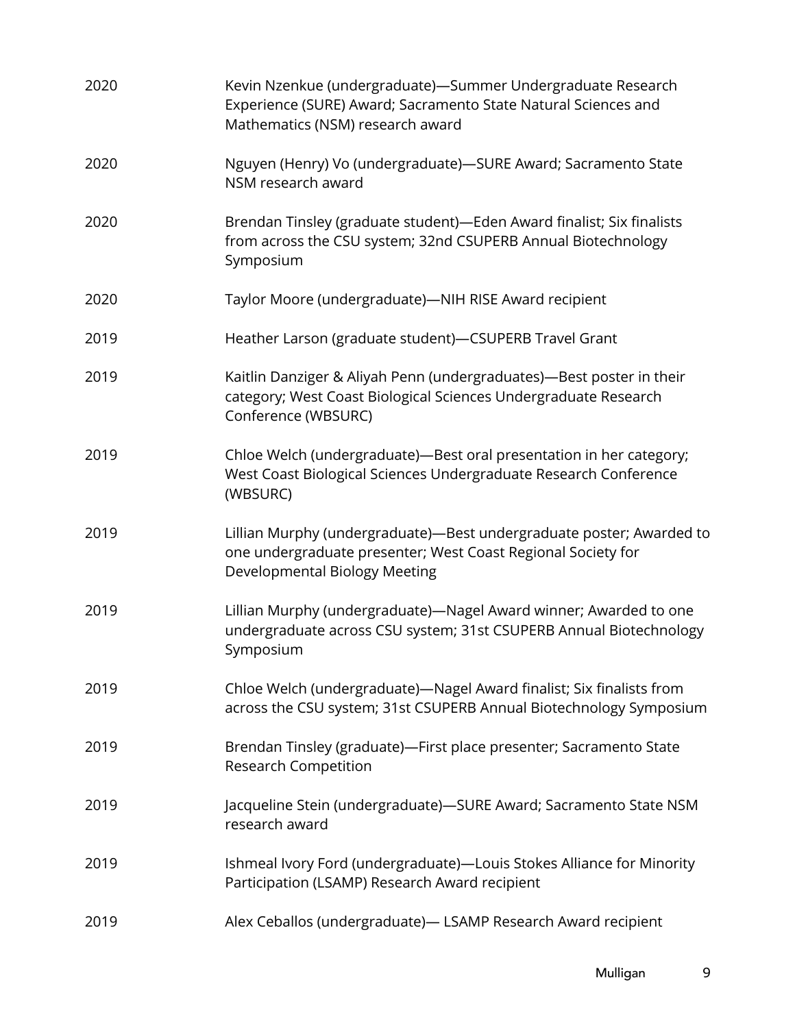| | |
|---|---|
| 2020 | Kevin Nzenkue (undergraduate)—Summer Undergraduate Research Experience (SURE) Award; Sacramento State Natural Sciences and Mathematics (NSM) research award |
| 2020 | Nguyen (Henry) Vo (undergraduate)—SURE Award; Sacramento State NSM research award |
| 2020 | Brendan Tinsley (graduate student)—Eden Award finalist; Six finalists from across the CSU system; 32nd CSUPERB Annual Biotechnology Symposium |
| 2020 | Taylor Moore (undergraduate)—NIH RISE Award recipient |
| 2019 | Heather Larson (graduate student)—CSUPERB Travel Grant |
| 2019 | Kaitlin Danziger & Aliyah Penn (undergraduates)—Best poster in their category; West Coast Biological Sciences Undergraduate Research Conference (WBSURC) |
| 2019 | Chloe Welch (undergraduate)—Best oral presentation in her category; West Coast Biological Sciences Undergraduate Research Conference (WBSURC) |
| 2019 | Lillian Murphy (undergraduate)—Best undergraduate poster; Awarded to one undergraduate presenter; West Coast Regional Society for Developmental Biology Meeting |
| 2019 | Lillian Murphy (undergraduate)—Nagel Award winner; Awarded to one undergraduate across CSU system; 31st CSUPERB Annual Biotechnology Symposium |
| 2019 | Chloe Welch (undergraduate)—Nagel Award finalist; Six finalists from across the CSU system; 31st CSUPERB Annual Biotechnology Symposium |
| 2019 | Brendan Tinsley (graduate)—First place presenter; Sacramento State Research Competition |
| 2019 | Jacqueline Stein (undergraduate)—SURE Award; Sacramento State NSM research award |
| 2019 | Ishmeal Ivory Ford (undergraduate)—Louis Stokes Alliance for Minority Participation (LSAMP) Research Award recipient |
| 2019 | Alex Ceballos (undergraduate)— LSAMP Research Award recipient |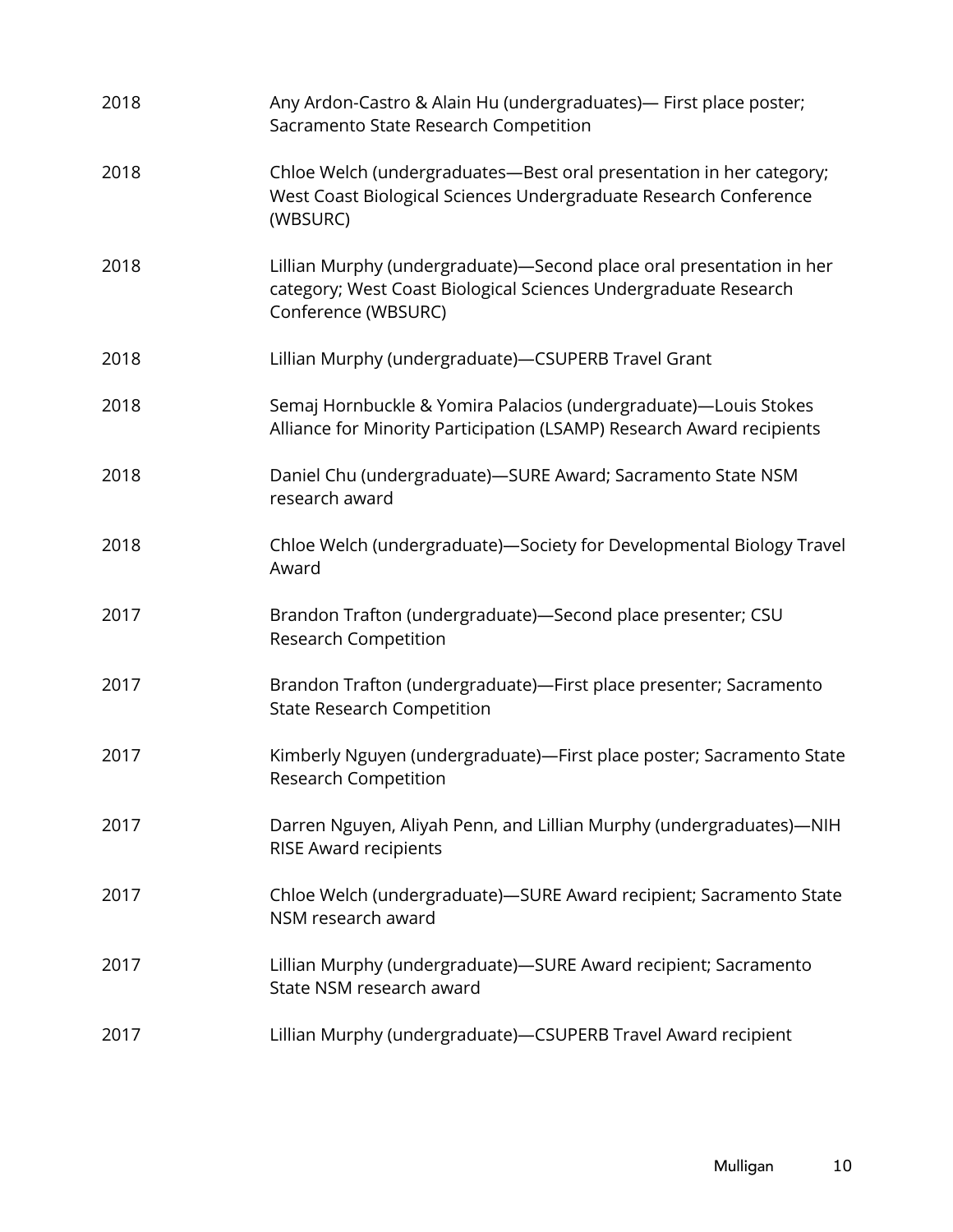| | |
|---|---|
| 2018 | Any Ardon-Castro & Alain Hu (undergraduates)— First place poster; Sacramento State Research Competition |
| 2018 | Chloe Welch (undergraduates—Best oral presentation in her category; West Coast Biological Sciences Undergraduate Research Conference (WBSURC) |
| 2018 | Lillian Murphy (undergraduate)—Second place oral presentation in her category; West Coast Biological Sciences Undergraduate Research Conference (WBSURC) |
| 2018 | Lillian Murphy (undergraduate)—CSUPERB Travel Grant |
| 2018 | Semaj Hornbuckle & Yomira Palacios (undergraduate)—Louis Stokes Alliance for Minority Participation (LSAMP) Research Award recipients |
| 2018 | Daniel Chu (undergraduate)—SURE Award; Sacramento State NSM research award |
| 2018 | Chloe Welch (undergraduate)—Society for Developmental Biology Travel Award |
| 2017 | Brandon Trafton (undergraduate)—Second place presenter; CSU Research Competition |
| 2017 | Brandon Trafton (undergraduate)—First place presenter; Sacramento State Research Competition |
| 2017 | Kimberly Nguyen (undergraduate)—First place poster; Sacramento State Research Competition |
| 2017 | Darren Nguyen, Aliyah Penn, and Lillian Murphy (undergraduates)—NIH RISE Award recipients |
| 2017 | Chloe Welch (undergraduate)—SURE Award recipient; Sacramento State NSM research award |
| 2017 | Lillian Murphy (undergraduate)—SURE Award recipient; Sacramento State NSM research award |
| 2017 | Lillian Murphy (undergraduate)—CSUPERB Travel Award recipient |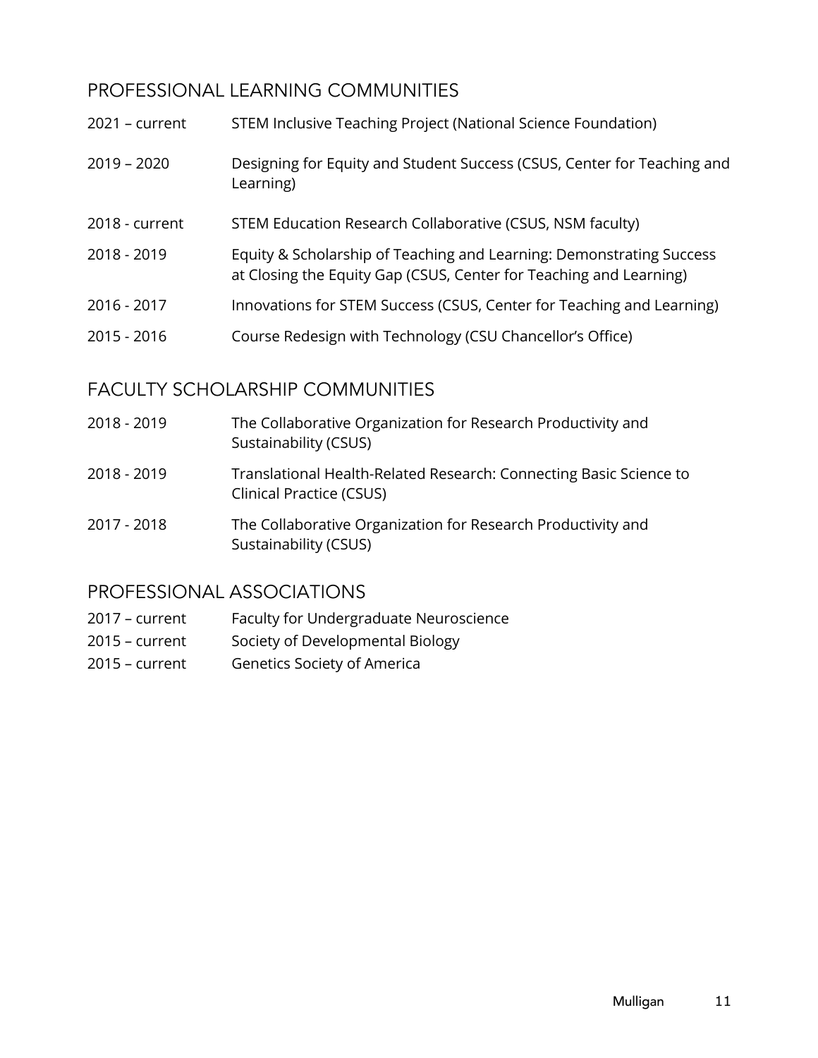## PROFESSIONAL LEARNING COMMUNITIES

| | |
|---|---|
| 2021 – current | STEM Inclusive Teaching Project (National Science Foundation) |
| 2019 – 2020 | Designing for Equity and Student Success (CSUS, Center for Teaching and Learning) |
| 2018 - current | STEM Education Research Collaborative (CSUS, NSM faculty) |
| 2018 - 2019 | Equity & Scholarship of Teaching and Learning: Demonstrating Success at Closing the Equity Gap (CSUS, Center for Teaching and Learning) |
| 2016 - 2017 | Innovations for STEM Success (CSUS, Center for Teaching and Learning) |
| 2015 - 2016 | Course Redesign with Technology (CSU Chancellor's Office) |

## FACULTY SCHOLARSHIP COMMUNITIES

| | |
|---|---|
| 2018 - 2019 | The Collaborative Organization for Research Productivity and Sustainability (CSUS) |
| 2018 - 2019 | Translational Health-Related Research: Connecting Basic Science to Clinical Practice (CSUS) |
| 2017 - 2018 | The Collaborative Organization for Research Productivity and Sustainability (CSUS) |

## PROFESSIONAL ASSOCIATIONS

| | |
|---|---|
| 2017 – current | Faculty for Undergraduate Neuroscience |
| 2015 – current | Society of Developmental Biology |
| 2015 – current | Genetics Society of America |